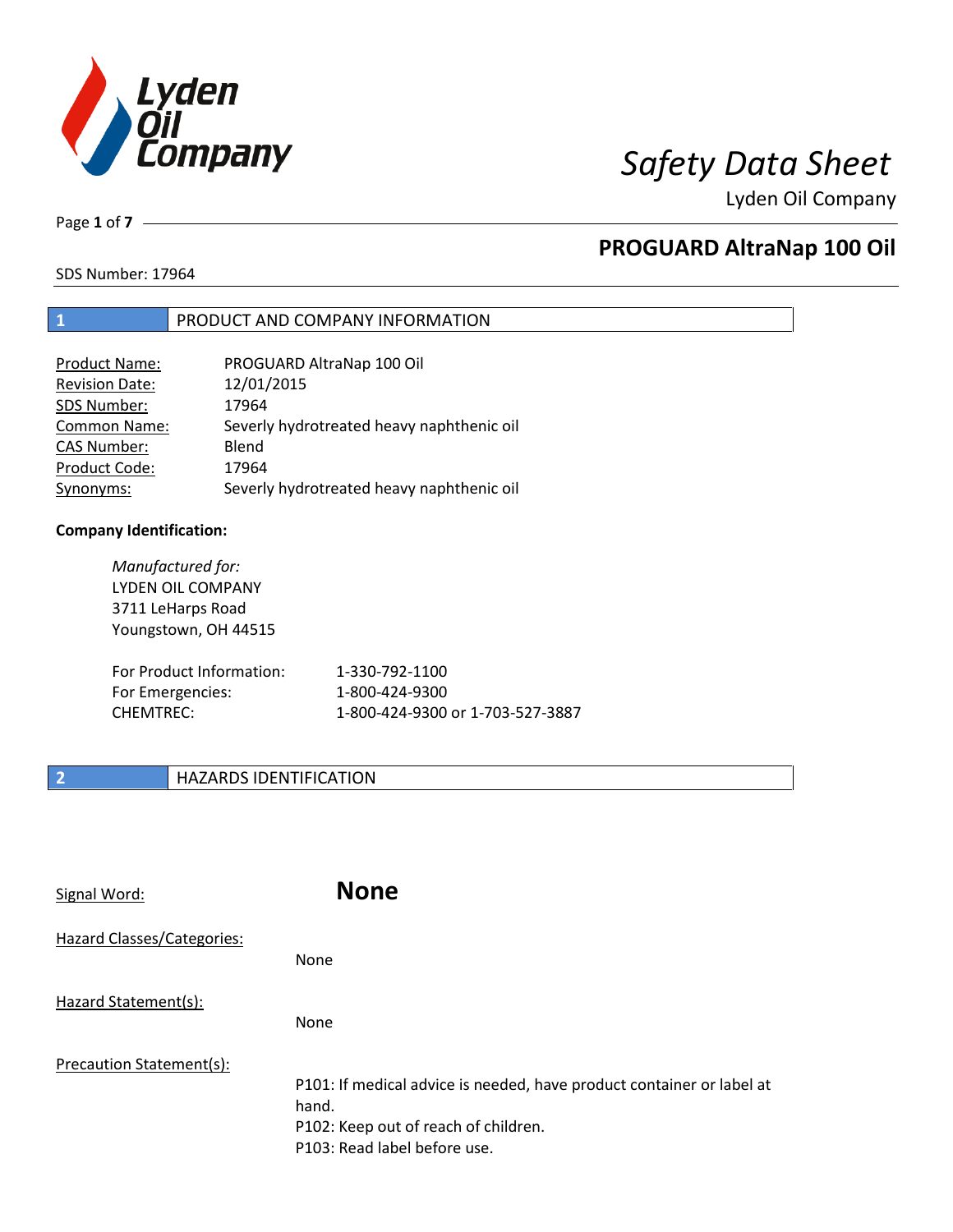# Safety Data Sheet

Lyden Oil Company

## PROGUARD AltraNap 100 Oil

SDS Number: 17964

## 1 PRODUCT AND COMPANY INFORMATION

| | |
|---|---|
| Product Name: | PROGUARD AltraNap 100 Oil |
| Revision Date: | 12/01/2015 |
| SDS Number: | 17964 |
| Common Name: | Severly hydrotreated heavy naphthenic oil |
| CAS Number: | Blend |
| Product Code: | 17964 |
| Synonyms: | Severly hydrotreated heavy naphthenic oil |

**Company Identification:**

*Manufactured for:*
LYDEN OIL COMPANY
3711 LeHarps Road
Youngstown, OH 44515

| | |
|---|---|
| For Product Information: | 1-330-792-1100 |
| For Emergencies: | 1-800-424-9300 |
| CHEMTREC: | 1-800-424-9300 or 1-703-527-3887 |

## 2 HAZARDS IDENTIFICATION

Signal Word: **None**

Hazard Classes/Categories:

None

Hazard Statement(s):

None

Precaution Statement(s):

P101: If medical advice is needed, have product container or label at hand.
P102: Keep out of reach of children.
P103: Read label before use.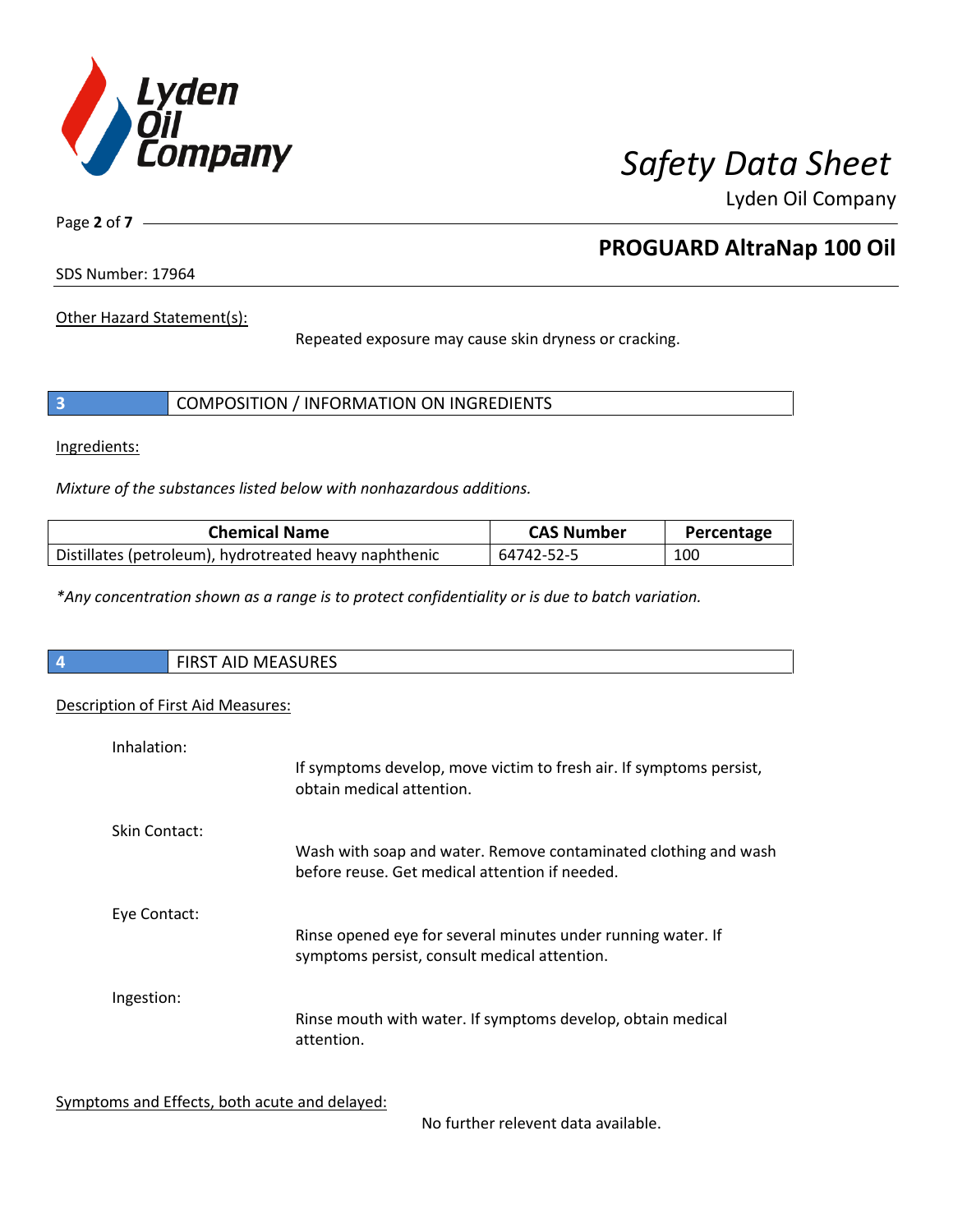Other Hazard Statement(s):

Repeated exposure may cause skin dryness or cracking.

## 3 COMPOSITION / INFORMATION ON INGREDIENTS

Ingredients:

*Mixture of the substances listed below with nonhazardous additions.*

| Chemical Name | CAS Number | Percentage |
| --- | --- | --- |
| Distillates (petroleum), hydrotreated heavy naphthenic | 64742-52-5 | 100 |

*\*Any concentration shown as a range is to protect confidentiality or is due to batch variation.*

## 4 FIRST AID MEASURES

Description of First Aid Measures:

Inhalation:

If symptoms develop, move victim to fresh air. If symptoms persist, obtain medical attention.

Skin Contact:

Wash with soap and water. Remove contaminated clothing and wash before reuse. Get medical attention if needed.

Eye Contact:

Rinse opened eye for several minutes under running water. If symptoms persist, consult medical attention.

Ingestion:

Rinse mouth with water. If symptoms develop, obtain medical attention.

Symptoms and Effects, both acute and delayed:

No further relevent data available.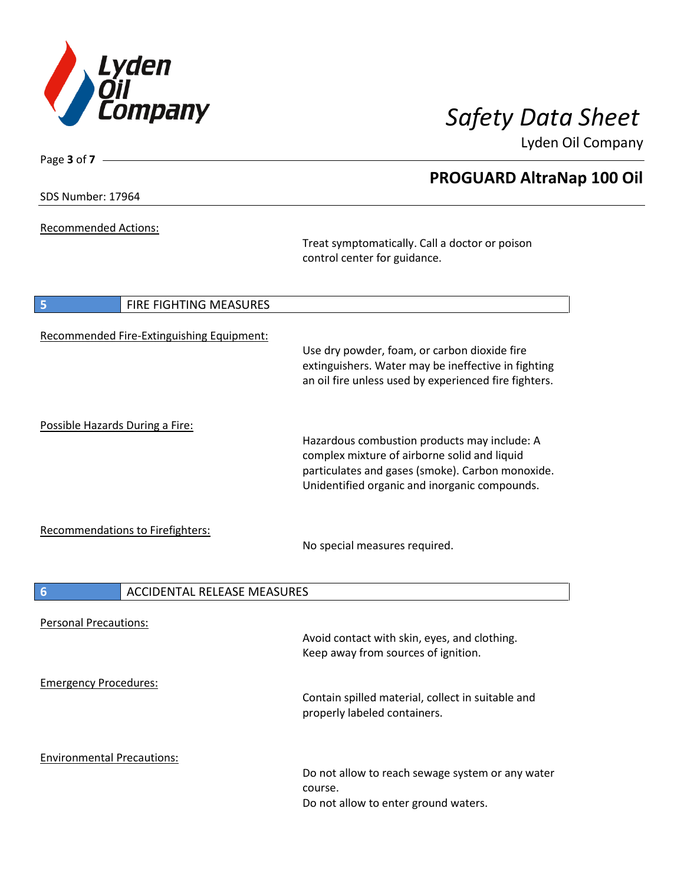Recommended Actions:

Treat symptomatically. Call a doctor or poison control center for guidance.

## 5 FIRE FIGHTING MEASURES

Recommended Fire-Extinguishing Equipment:

Use dry powder, foam, or carbon dioxide fire extinguishers. Water may be ineffective in fighting an oil fire unless used by experienced fire fighters.

Possible Hazards During a Fire:

Hazardous combustion products may include: A complex mixture of airborne solid and liquid particulates and gases (smoke). Carbon monoxide. Unidentified organic and inorganic compounds.

Recommendations to Firefighters:

No special measures required.

## 6 ACCIDENTAL RELEASE MEASURES

Personal Precautions:

Avoid contact with skin, eyes, and clothing.
Keep away from sources of ignition.

Emergency Procedures:

Contain spilled material, collect in suitable and properly labeled containers.

Environmental Precautions:

Do not allow to reach sewage system or any water course.
Do not allow to enter ground waters.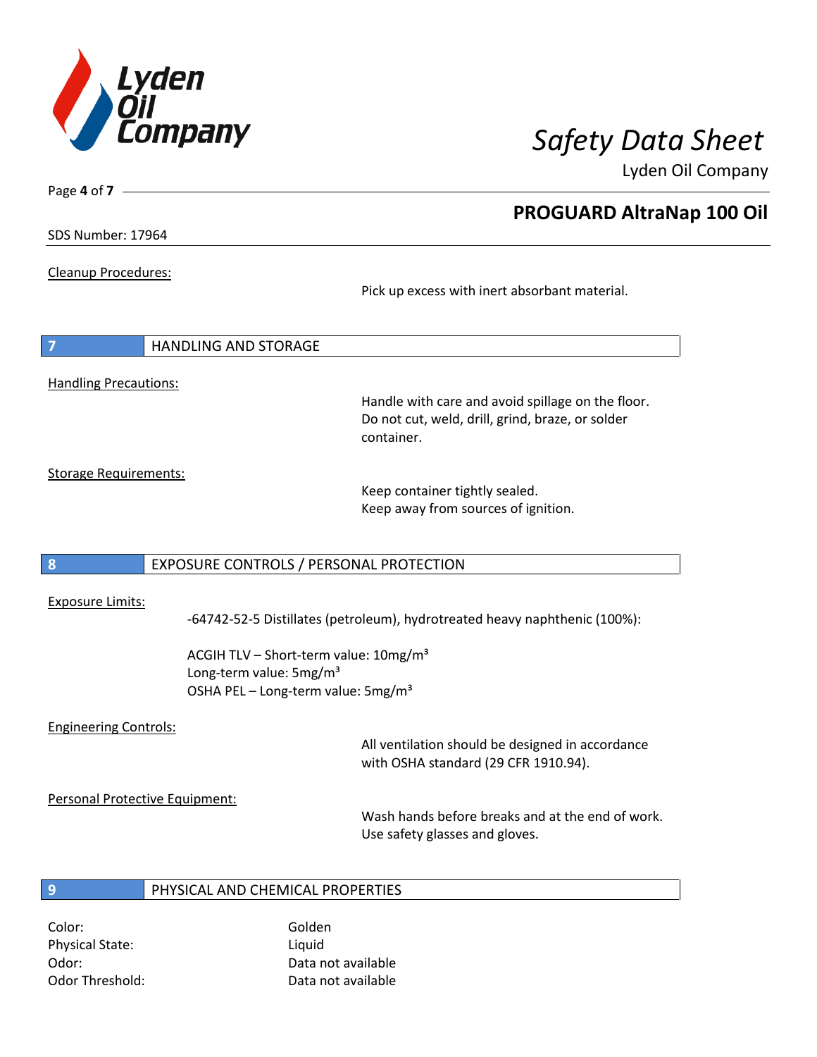Cleanup Procedures:

Pick up excess with inert absorbant material.

## 7 HANDLING AND STORAGE

Handling Precautions:

Handle with care and avoid spillage on the floor.
Do not cut, weld, drill, grind, braze, or solder container.

Storage Requirements:

Keep container tightly sealed.
Keep away from sources of ignition.

## 8 EXPOSURE CONTROLS / PERSONAL PROTECTION

Exposure Limits:

-64742-52-5 Distillates (petroleum), hydrotreated heavy naphthenic (100%):

ACGIH TLV – Short-term value: 10mg/m³
Long-term value: 5mg/m³
OSHA PEL – Long-term value: 5mg/m³

Engineering Controls:

All ventilation should be designed in accordance with OSHA standard (29 CFR 1910.94).

Personal Protective Equipment:

Wash hands before breaks and at the end of work.
Use safety glasses and gloves.

## 9 PHYSICAL AND CHEMICAL PROPERTIES

| | |
|---|---|
| Color: | Golden |
| Physical State: | Liquid |
| Odor: | Data not available |
| Odor Threshold: | Data not available |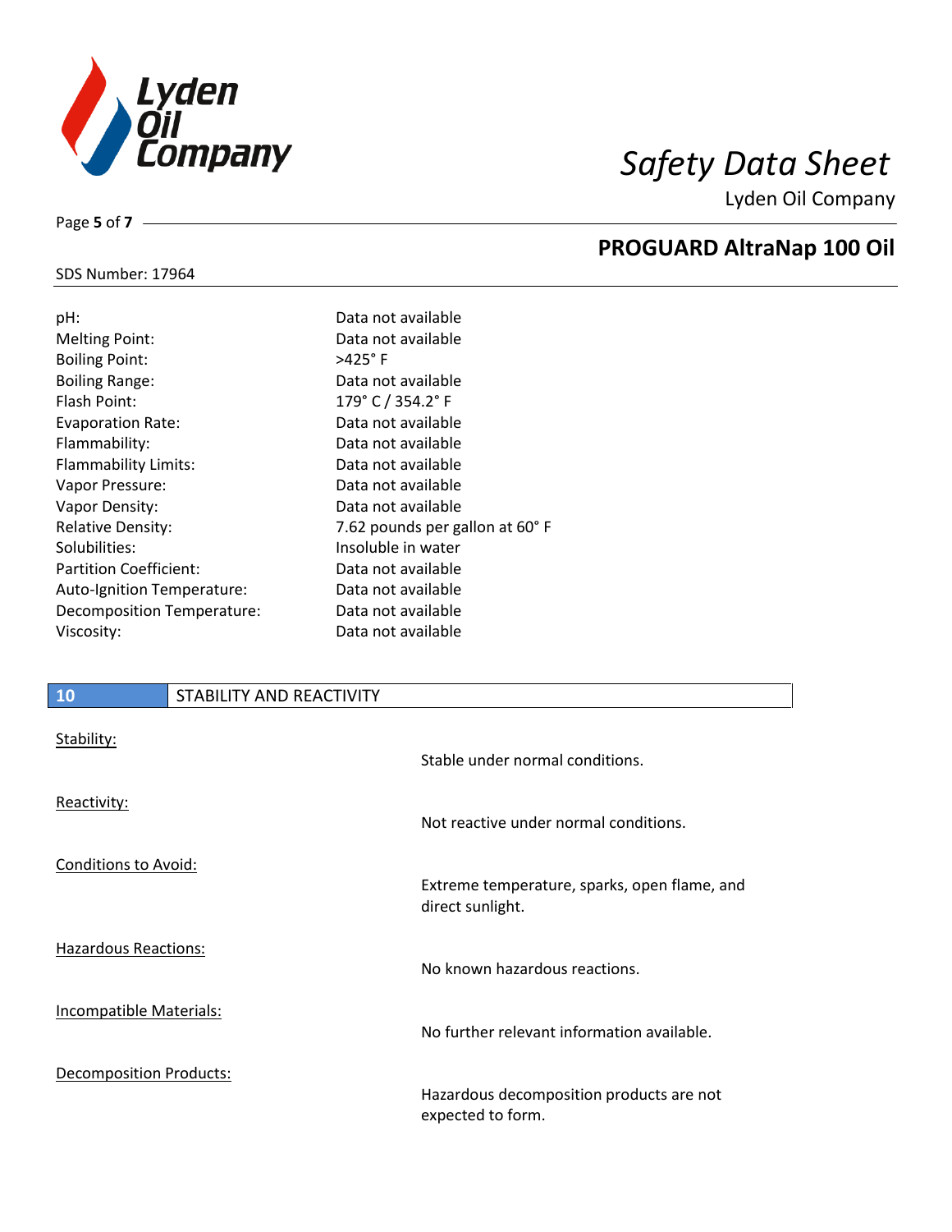| Property | Value |
| --- | --- |
| pH: | Data not available |
| Melting Point: | Data not available |
| Boiling Point: | >425° F |
| Boiling Range: | Data not available |
| Flash Point: | 179° C / 354.2° F |
| Evaporation Rate: | Data not available |
| Flammability: | Data not available |
| Flammability Limits: | Data not available |
| Vapor Pressure: | Data not available |
| Vapor Density: | Data not available |
| Relative Density: | 7.62 pounds per gallon at 60° F |
| Solubilities: | Insoluble in water |
| Partition Coefficient: | Data not available |
| Auto-Ignition Temperature: | Data not available |
| Decomposition Temperature: | Data not available |
| Viscosity: | Data not available |

## 10 STABILITY AND REACTIVITY

**Stability:**
Stable under normal conditions.

**Reactivity:**
Not reactive under normal conditions.

**Conditions to Avoid:**
Extreme temperature, sparks, open flame, and direct sunlight.

**Hazardous Reactions:**
No known hazardous reactions.

**Incompatible Materials:**
No further relevant information available.

**Decomposition Products:**
Hazardous decomposition products are not expected to form.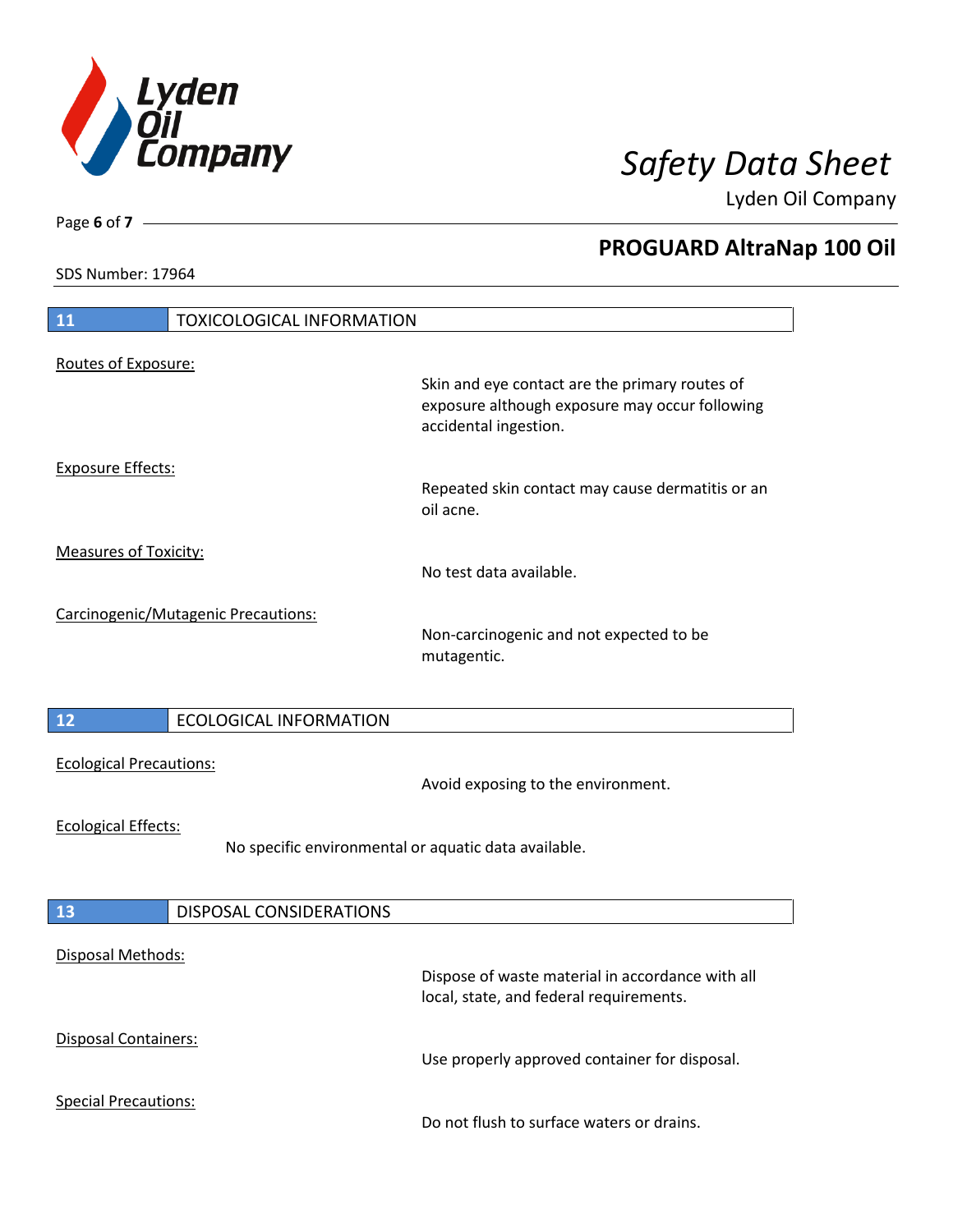## 11 TOXICOLOGICAL INFORMATION

Routes of Exposure:

Skin and eye contact are the primary routes of exposure although exposure may occur following accidental ingestion.

Exposure Effects:

Repeated skin contact may cause dermatitis or an oil acne.

Measures of Toxicity:

No test data available.

Carcinogenic/Mutagenic Precautions:

Non-carcinogenic and not expected to be mutagentic.

## 12 ECOLOGICAL INFORMATION

Ecological Precautions:

Avoid exposing to the environment.

Ecological Effects:

No specific environmental or aquatic data available.

## 13 DISPOSAL CONSIDERATIONS

Disposal Methods:

Dispose of waste material in accordance with all local, state, and federal requirements.

Disposal Containers:

Use properly approved container for disposal.

Special Precautions:

Do not flush to surface waters or drains.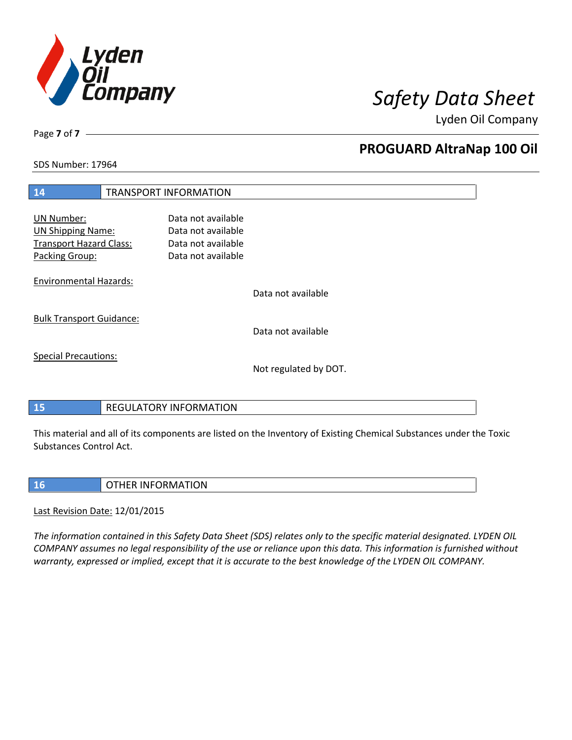## 14 TRANSPORT INFORMATION

| | |
|---|---|
| UN Number: | Data not available |
| UN Shipping Name: | Data not available |
| Transport Hazard Class: | Data not available |
| Packing Group: | Data not available |

Environmental Hazards:

Data not available

Bulk Transport Guidance:

Data not available

Special Precautions:

Not regulated by DOT.

## 15 REGULATORY INFORMATION

This material and all of its components are listed on the Inventory of Existing Chemical Substances under the Toxic Substances Control Act.

## 16 OTHER INFORMATION

Last Revision Date: 12/01/2015

*The information contained in this Safety Data Sheet (SDS) relates only to the specific material designated. LYDEN OIL COMPANY assumes no legal responsibility of the use or reliance upon this data. This information is furnished without warranty, expressed or implied, except that it is accurate to the best knowledge of the LYDEN OIL COMPANY.*